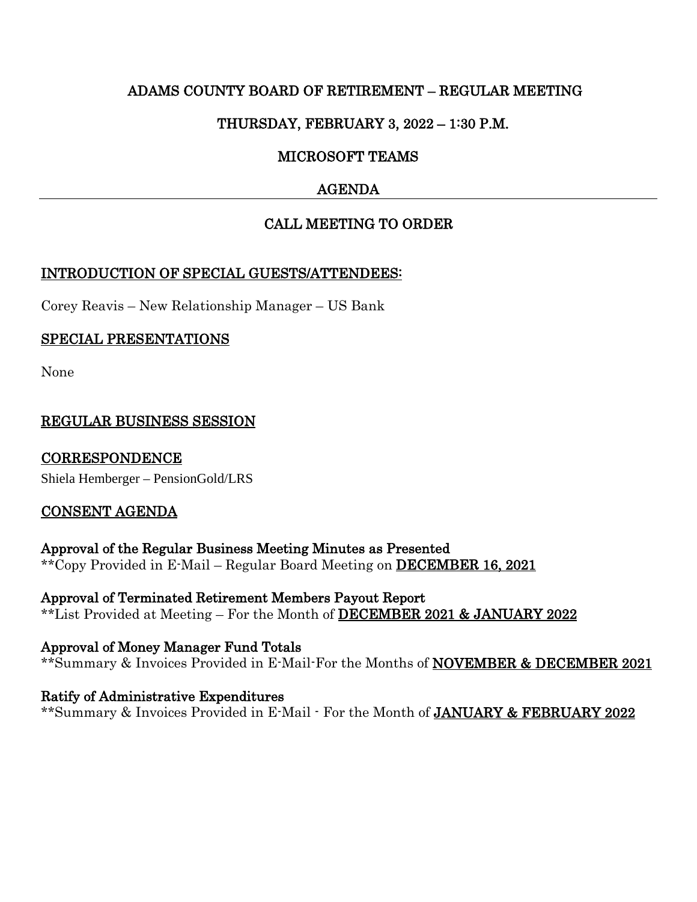# ADAMS COUNTY BOARD OF RETIREMENT – REGULAR MEETING

## THURSDAY, FEBRUARY 3, 2022 – 1:30 P.M.

## MICROSOFT TEAMS

## AGENDA

---

## CALL MEETING TO ORDER

### INTRODUCTION OF SPECIAL GUESTS/ATTENDEES:

Corey Reavis – New Relationship Manager – US Bank

### SPECIAL PRESENTATIONS

None

### REGULAR BUSINESS SESSION

### CORRESPONDENCE

Shiela Hemberger – PensionGold/LRS

### CONSENT AGENDA

**Approval of the Regular Business Meeting Minutes as Presented**
**Copy Provided in E-Mail – Regular Board Meeting on **DECEMBER 16, 2021**

**Approval of Terminated Retirement Members Payout Report**
**List Provided at Meeting – For the Month of **DECEMBER 2021 & JANUARY 2022**

**Approval of Money Manager Fund Totals**
**Summary & Invoices Provided in E-Mail-For the Months of **NOVEMBER & DECEMBER 2021**

**Ratify of Administrative Expenditures**
**Summary & Invoices Provided in E-Mail - For the Month of **JANUARY & FEBRUARY 2022**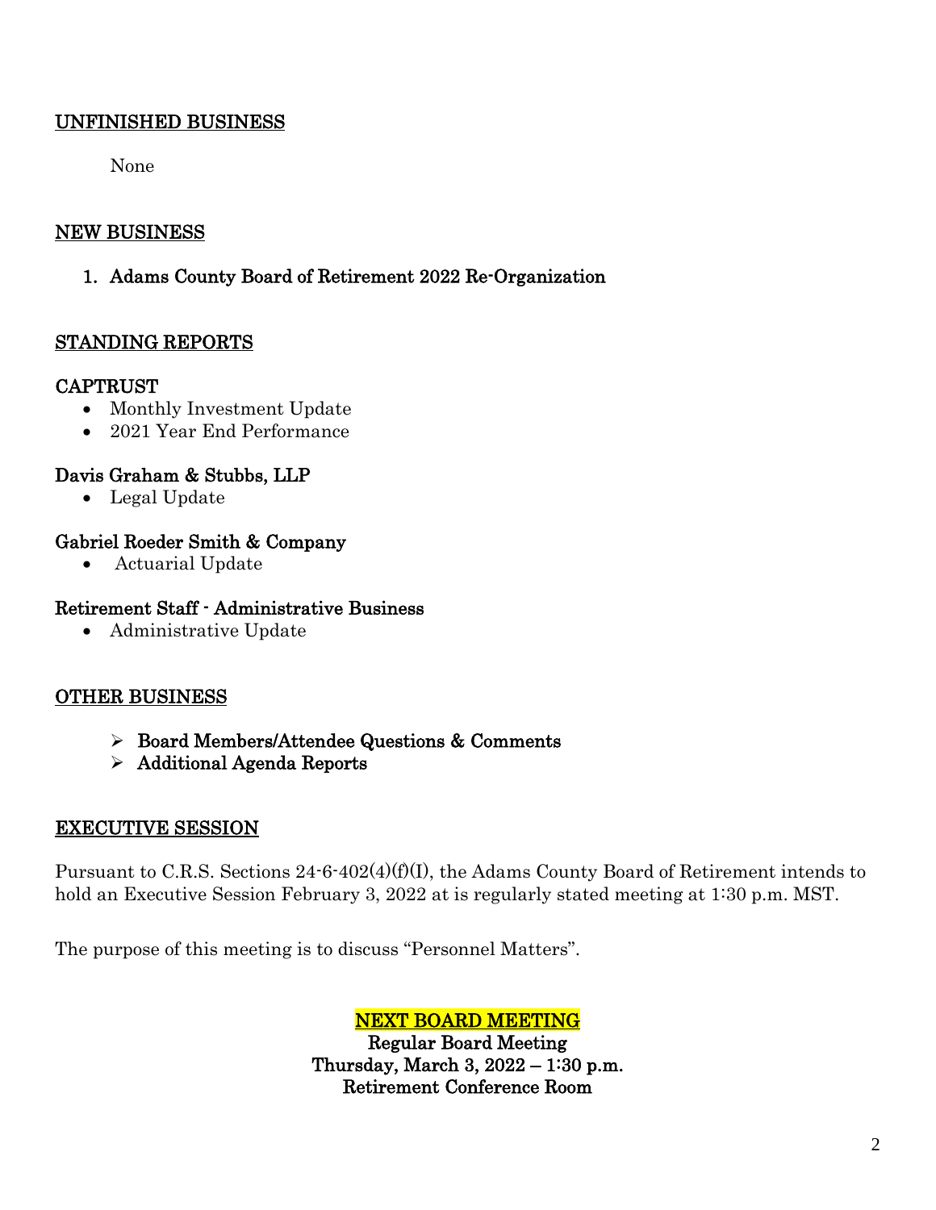## UNFINISHED BUSINESS

None

## NEW BUSINESS

1. **Adams County Board of Retirement 2022 Re-Organization**

## STANDING REPORTS

### CAPTRUST

- Monthly Investment Update
- 2021 Year End Performance

### Davis Graham & Stubbs, LLP

- Legal Update

### Gabriel Roeder Smith & Company

- Actuarial Update

### Retirement Staff - Administrative Business

- Administrative Update

## OTHER BUSINESS

- **Board Members/Attendee Questions & Comments**
- **Additional Agenda Reports**

## EXECUTIVE SESSION

Pursuant to C.R.S. Sections 24-6-402(4)(f)(I), the Adams County Board of Retirement intends to hold an Executive Session February 3, 2022 at is regularly stated meeting at 1:30 p.m. MST.

The purpose of this meeting is to discuss "Personnel Matters".

**NEXT BOARD MEETING**

**Regular Board Meeting**
**Thursday, March 3, 2022 – 1:30 p.m.**
**Retirement Conference Room**